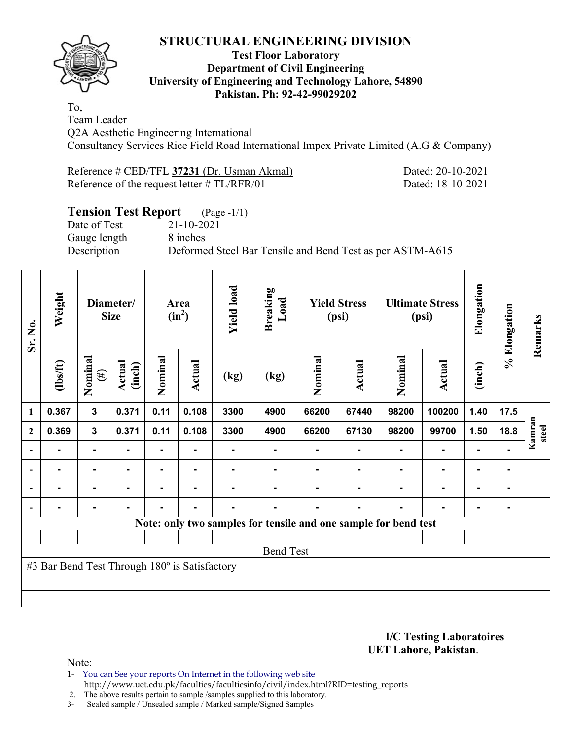# STRUCTURAL ENGINEERING DIVISION

**Test Floor Laboratory**
**Department of Civil Engineering**
**University of Engineering and Technology Lahore, 54890**
**Pakistan. Ph: 92-42-99029202**

To,
Team Leader
Q2A Aesthetic Engineering International
Consultancy Services Rice Field Road International Impex Private Limited (A.G & Company)

Reference # CED/TFL **37231** (Dr. Usman Akmal) Dated: 20-10-2021
Reference of the request letter # TL/RFR/01 Dated: 18-10-2021

## Tension Test Report (Page -1/1)

Date of Test 21-10-2021
Gauge length 8 inches
Description Deformed Steel Bar Tensile and Bend Test as per ASTM-A615

| Sr. No. | Weight | Diameter/ Size | | Area ($in^2$) | | Yield load | Breaking Load | Yield Stress (psi) | | Ultimate Stress (psi) | | Elongation | % Elongation | Remarks |
|---|---|---|---|---|---|---|---|---|---|---|---|---|---|---|
| | (lbs/ft) | Nominal (#) | Actual (inch) | Nominal | Actual | (kg) | (kg) | Nominal | Actual | Nominal | Actual | (inch) | | |
| 1 | 0.367 | 3 | 0.371 | 0.11 | 0.108 | 3300 | 4900 | 66200 | 67440 | 98200 | 100200 | 1.40 | 17.5 | Kamran steel |
| 2 | 0.369 | 3 | 0.371 | 0.11 | 0.108 | 3300 | 4900 | 66200 | 67130 | 98200 | 99700 | 1.50 | 18.8 | |
| - | - | - | - | - | - | - | - | - | - | - | - | - | - | |
| - | - | - | - | - | - | - | - | - | - | - | - | - | - | |
| - | - | - | - | - | - | - | - | - | - | - | - | - | - | |
| - | - | - | - | - | - | - | - | - | - | - | - | - | - | |

**Note: only two samples for tensile and one sample for bend test**

Bend Test

#3 Bar Bend Test Through 180º is Satisfactory

**I/C Testing Laboratoires**
**UET Lahore, Pakistan**.

Note:
1- You can See your reports On Internet in the following web site
http://www.uet.edu.pk/faculties/facultiesinfo/civil/index.html?RID=testing_reports
2. The above results pertain to sample /samples supplied to this laboratory.
3- Sealed sample / Unsealed sample / Marked sample/Signed Samples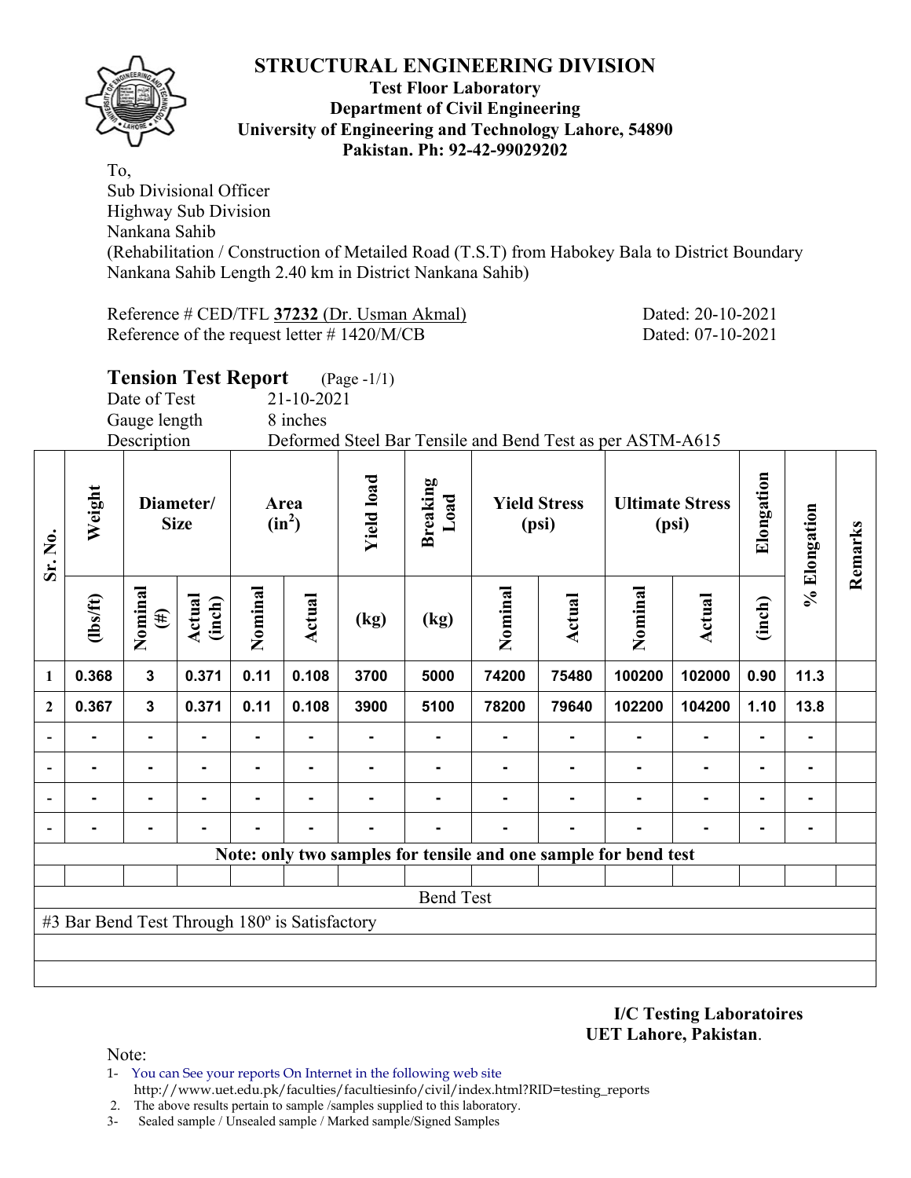# STRUCTURAL ENGINEERING DIVISION

**Test Floor Laboratory**
**Department of Civil Engineering**
**University of Engineering and Technology Lahore, 54890**
**Pakistan. Ph: 92-42-99029202**

To,
Sub Divisional Officer
Highway Sub Division
Nankana Sahib
(Rehabilitation / Construction of Metailed Road (T.S.T) from Habokey Bala to District Boundary Nankana Sahib Length 2.40 km in District Nankana Sahib)

Reference # CED/TFL **37232** (Dr. Usman Akmal) Dated: 20-10-2021
Reference of the request letter # 1420/M/CB Dated: 07-10-2021

## Tension Test Report (Page -1/1)

Date of Test 21-10-2021
Gauge length 8 inches
Description Deformed Steel Bar Tensile and Bend Test as per ASTM-A615

| Sr. No. | Weight | Diameter/ Size | | Area ($in^2$) | | Yield load | Breaking Load | Yield Stress (psi) | | Ultimate Stress (psi) | | Elongation | % Elongation | Remarks |
|---|---|---|---|---|---|---|---|---|---|---|---|---|---|---|
| | (lbs/ft) | Nominal (#) | Actual (inch) | Nominal | Actual | (kg) | (kg) | Nominal | Actual | Nominal | Actual | (inch) | | |
| 1 | 0.368 | 3 | 0.371 | 0.11 | 0.108 | 3700 | 5000 | 74200 | 75480 | 100200 | 102000 | 0.90 | 11.3 | |
| 2 | 0.367 | 3 | 0.371 | 0.11 | 0.108 | 3900 | 5100 | 78200 | 79640 | 102200 | 104200 | 1.10 | 13.8 | |
| - | - | - | - | - | - | - | - | - | - | - | - | - | - | |
| - | - | - | - | - | - | - | - | - | - | - | - | - | - | |
| - | - | - | - | - | - | - | - | - | - | - | - | - | - | |
| - | - | - | - | - | - | - | - | - | - | - | - | - | - | |
| **Note: only two samples for tensile and one sample for bend test** | | | | | | | | | | | | | | |
| Bend Test | | | | | | | | | | | | | | |
| #3 Bar Bend Test Through 180º is Satisfactory | | | | | | | | | | | | | | |

**I/C Testing Laboratoires**
**UET Lahore, Pakistan**.

Note:
1- You can See your reports On Internet in the following web site
http://www.uet.edu.pk/faculties/facultiesinfo/civil/index.html?RID=testing_reports
2. The above results pertain to sample /samples supplied to this laboratory.
3- Sealed sample / Unsealed sample / Marked sample/Signed Samples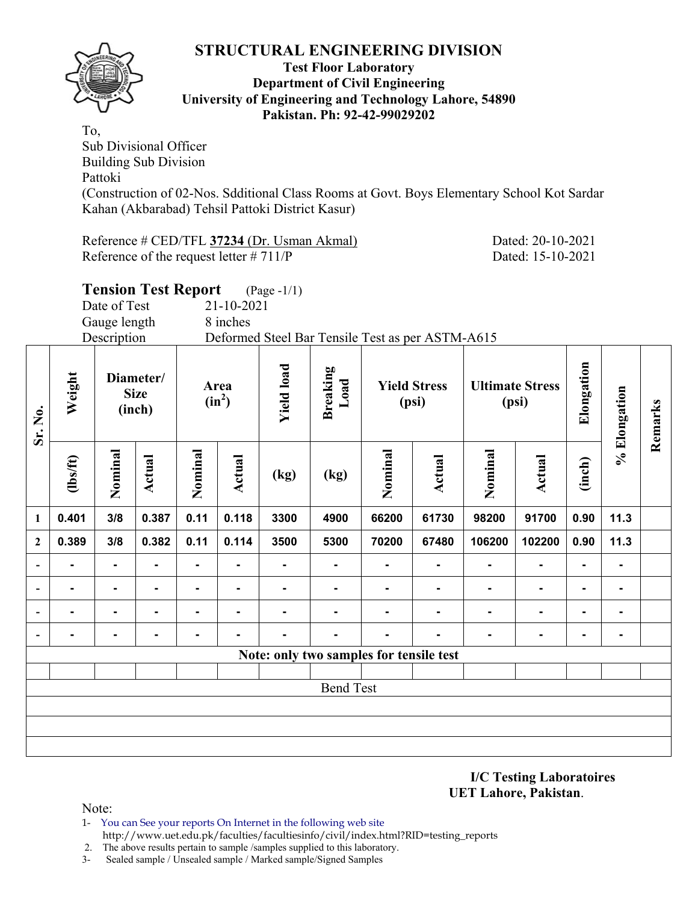# STRUCTURAL ENGINEERING DIVISION

**Test Floor Laboratory**
**Department of Civil Engineering**
**University of Engineering and Technology Lahore, 54890**
**Pakistan. Ph: 92-42-99029202**

To,
Sub Divisional Officer
Building Sub Division
Pattoki
(Construction of 02-Nos. Sdditional Class Rooms at Govt. Boys Elementary School Kot Sardar Kahan (Akbarabad) Tehsil Pattoki District Kasur)

Reference # CED/TFL **37234** (Dr. Usman Akmal) Dated: 20-10-2021
Reference of the request letter # 711/P Dated: 15-10-2021

## Tension Test Report (Page -1/1)

Date of Test 21-10-2021
Gauge length 8 inches
Description Deformed Steel Bar Tensile Test as per ASTM-A615

| Sr. No. | Weight | Diameter/ Size (inch) | | Area ($in^2$) | | Yield load | Breaking Load | Yield Stress (psi) | | Ultimate Stress (psi) | | Elongation | % Elongation | Remarks |
|---|---|---|---|---|---|---|---|---|---|---|---|---|---|---|
| | (lbs/ft) | Nominal | Actual | Nominal | Actual | (kg) | (kg) | Nominal | Actual | Nominal | Actual | (inch) | | |
| 1 | 0.401 | 3/8 | 0.387 | 0.11 | 0.118 | 3300 | 4900 | 66200 | 61730 | 98200 | 91700 | 0.90 | 11.3 | |
| 2 | 0.389 | 3/8 | 0.382 | 0.11 | 0.114 | 3500 | 5300 | 70200 | 67480 | 106200 | 102200 | 0.90 | 11.3 | |
| - | - | - | - | - | - | - | - | - | - | - | - | - | - | |
| - | - | - | - | - | - | - | - | - | - | - | - | - | - | |
| - | - | - | - | - | - | - | - | - | - | - | - | - | - | |
| - | - | - | - | - | - | - | - | - | - | - | - | - | - | |
| Note: only two samples for tensile test | | | | | | | | | | | | | | |
| Bend Test | | | | | | | | | | | | | | |

**I/C Testing Laboratoires**
**UET Lahore, Pakistan**.

Note:
1- You can See your reports On Internet in the following web site
http://www.uet.edu.pk/faculties/facultiesinfo/civil/index.html?RID=testing_reports
2. The above results pertain to sample /samples supplied to this laboratory.
3- Sealed sample / Unsealed sample / Marked sample/Signed Samples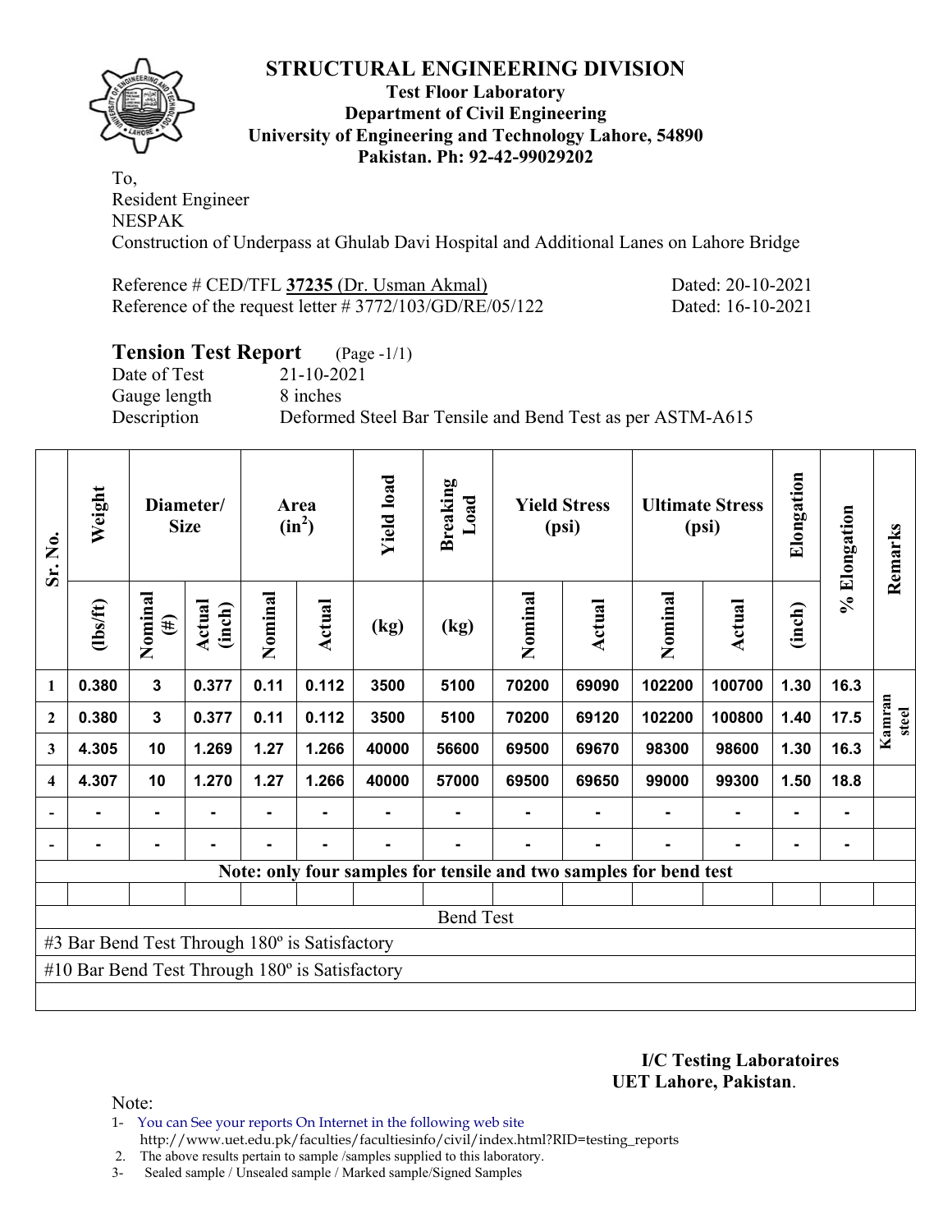# STRUCTURAL ENGINEERING DIVISION

**Test Floor Laboratory**
**Department of Civil Engineering**
**University of Engineering and Technology Lahore, 54890**
**Pakistan. Ph: 92-42-99029202**

To,
Resident Engineer
NESPAK
Construction of Underpass at Ghulab Davi Hospital and Additional Lanes on Lahore Bridge

Reference # CED/TFL **37235** (Dr. Usman Akmal) Dated: 20-10-2021
Reference of the request letter # 3772/103/GD/RE/05/122 Dated: 16-10-2021

## Tension Test Report (Page -1/1)

Date of Test 21-10-2021
Gauge length 8 inches
Description Deformed Steel Bar Tensile and Bend Test as per ASTM-A615

| Sr. No. | Weight | Diameter/ Size | | Area ($in^2$) | | Yield load | Breaking Load | Yield Stress (psi) | | Ultimate Stress (psi) | | Elongation | % Elongation | Remarks |
|---|---|---|---|---|---|---|---|---|---|---|---|---|---|---|
| | (lbs/ft) | Nominal (#) | Actual (inch) | Nominal | Actual | (kg) | (kg) | Nominal | Actual | Nominal | Actual | (inch) | | |
| 1 | 0.380 | 3 | 0.377 | 0.11 | 0.112 | 3500 | 5100 | 70200 | 69090 | 102200 | 100700 | 1.30 | 16.3 | Kamran steel |
| 2 | 0.380 | 3 | 0.377 | 0.11 | 0.112 | 3500 | 5100 | 70200 | 69120 | 102200 | 100800 | 1.40 | 17.5 | |
| 3 | 4.305 | 10 | 1.269 | 1.27 | 1.266 | 40000 | 56600 | 69500 | 69670 | 98300 | 98600 | 1.30 | 16.3 | |
| 4 | 4.307 | 10 | 1.270 | 1.27 | 1.266 | 40000 | 57000 | 69500 | 69650 | 99000 | 99300 | 1.50 | 18.8 | |
| - | - | - | - | - | - | - | - | - | - | - | - | - | - | |
| - | - | - | - | - | - | - | - | - | - | - | - | - | - | |

Note: only four samples for tensile and two samples for bend test

**Bend Test**

#3 Bar Bend Test Through 180º is Satisfactory

#10 Bar Bend Test Through 180º is Satisfactory

**I/C Testing Laboratoires**
**UET Lahore, Pakistan**.

Note:
1- You can See your reports On Internet in the following web site
http://www.uet.edu.pk/faculties/facultiesinfo/civil/index.html?RID=testing_reports
2. The above results pertain to sample /samples supplied to this laboratory.
3- Sealed sample / Unsealed sample / Marked sample/Signed Samples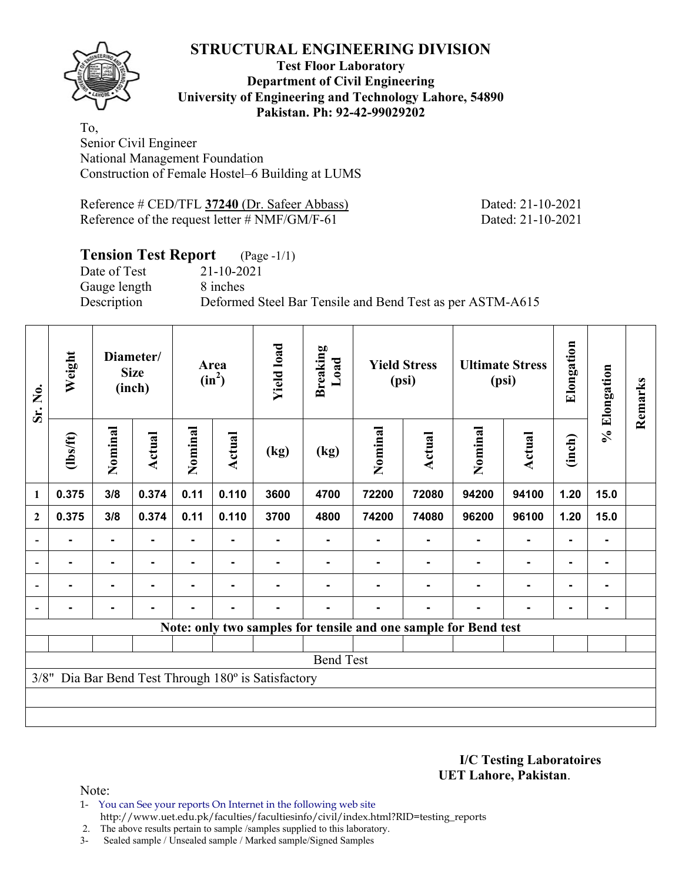# STRUCTURAL ENGINEERING DIVISION

**Test Floor Laboratory**
**Department of Civil Engineering**
**University of Engineering and Technology Lahore, 54890**
**Pakistan. Ph: 92-42-99029202**

To,
Senior Civil Engineer
National Management Foundation
Construction of Female Hostel–6 Building at LUMS

Reference # CED/TFL **37240** (Dr. Safeer Abbass) Dated: 21-10-2021
Reference of the request letter # NMF/GM/F-61 Dated: 21-10-2021

## Tension Test Report (Page -1/1)

Date of Test 21-10-2021
Gauge length 8 inches
Description Deformed Steel Bar Tensile and Bend Test as per ASTM-A615

| Sr. No. | Weight | Diameter/ Size (inch) | | Area ($in^2$) | | Yield load | Breaking Load | Yield Stress (psi) | | Ultimate Stress (psi) | | Elongation | % Elongation | Remarks |
|---|---|---|---|---|---|---|---|---|---|---|---|---|---|---|
| | (lbs/ft) | Nominal | Actual | Nominal | Actual | (kg) | (kg) | Nominal | Actual | Nominal | Actual | (inch) | | |
| **1** | **0.375** | **3/8** | **0.374** | **0.11** | **0.110** | **3600** | **4700** | **72200** | **72080** | **94200** | **94100** | **1.20** | **15.0** | |
| **2** | **0.375** | **3/8** | **0.374** | **0.11** | **0.110** | **3700** | **4800** | **74200** | **74080** | **96200** | **96100** | **1.20** | **15.0** | |
| - | - | - | - | - | - | - | - | - | - | - | - | - | - | |
| - | - | - | - | - | - | - | - | - | - | - | - | - | - | |
| - | - | - | - | - | - | - | - | - | - | - | - | - | - | |
| - | - | - | - | - | - | - | - | - | - | - | - | - | - | |

**Note: only two samples for tensile and one sample for Bend test**

Bend Test

3/8" Dia Bar Bend Test Through 180º is Satisfactory

**I/C Testing Laboratoires**
**UET Lahore, Pakistan**.

Note:
1- You can See your reports On Internet in the following web site
http://www.uet.edu.pk/faculties/facultiesinfo/civil/index.html?RID=testing_reports
2. The above results pertain to sample /samples supplied to this laboratory.
3- Sealed sample / Unsealed sample / Marked sample/Signed Samples